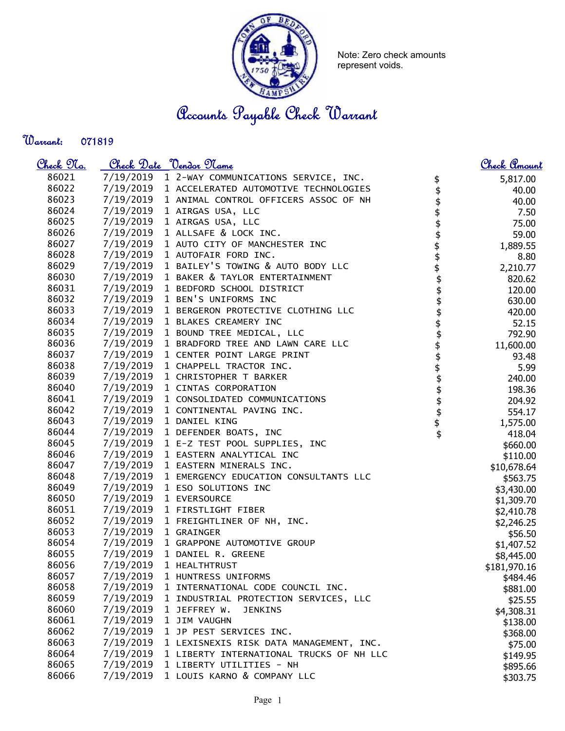Note: Zero check amounts represent voids.

# Accounts Payable Check Warrant

**Warrant:** 071819

| Check No. | Check Date | Vendor Name | Check Amount |
|---|---|---|---|
| 86021 | 7/19/2019 | 1 2-WAY COMMUNICATIONS SERVICE, INC. | $ 5,817.00 |
| 86022 | 7/19/2019 | 1 ACCELERATED AUTOMOTIVE TECHNOLOGIES | $ 40.00 |
| 86023 | 7/19/2019 | 1 ANIMAL CONTROL OFFICERS ASSOC OF NH | $ 40.00 |
| 86024 | 7/19/2019 | 1 AIRGAS USA, LLC | $ 7.50 |
| 86025 | 7/19/2019 | 1 AIRGAS USA, LLC | $ 75.00 |
| 86026 | 7/19/2019 | 1 ALLSAFE & LOCK INC. | $ 59.00 |
| 86027 | 7/19/2019 | 1 AUTO CITY OF MANCHESTER INC | $ 1,889.55 |
| 86028 | 7/19/2019 | 1 AUTOFAIR FORD INC. | $ 8.80 |
| 86029 | 7/19/2019 | 1 BAILEY'S TOWING & AUTO BODY LLC | $ 2,210.77 |
| 86030 | 7/19/2019 | 1 BAKER & TAYLOR ENTERTAINMENT | $ 820.62 |
| 86031 | 7/19/2019 | 1 BEDFORD SCHOOL DISTRICT | $ 120.00 |
| 86032 | 7/19/2019 | 1 BEN'S UNIFORMS INC | $ 630.00 |
| 86033 | 7/19/2019 | 1 BERGERON PROTECTIVE CLOTHING LLC | $ 420.00 |
| 86034 | 7/19/2019 | 1 BLAKES CREAMERY INC | $ 52.15 |
| 86035 | 7/19/2019 | 1 BOUND TREE MEDICAL, LLC | $ 792.90 |
| 86036 | 7/19/2019 | 1 BRADFORD TREE AND LAWN CARE LLC | $ 11,600.00 |
| 86037 | 7/19/2019 | 1 CENTER POINT LARGE PRINT | $ 93.48 |
| 86038 | 7/19/2019 | 1 CHAPPELL TRACTOR INC. | $ 5.99 |
| 86039 | 7/19/2019 | 1 CHRISTOPHER T BARKER | $ 240.00 |
| 86040 | 7/19/2019 | 1 CINTAS CORPORATION | $ 198.36 |
| 86041 | 7/19/2019 | 1 CONSOLIDATED COMMUNICATIONS | $ 204.92 |
| 86042 | 7/19/2019 | 1 CONTINENTAL PAVING INC. | $ 554.17 |
| 86043 | 7/19/2019 | 1 DANIEL KING | $ 1,575.00 |
| 86044 | 7/19/2019 | 1 DEFENDER BOATS, INC | $ 418.04 |
| 86045 | 7/19/2019 | 1 E-Z TEST POOL SUPPLIES, INC | $660.00 |
| 86046 | 7/19/2019 | 1 EASTERN ANALYTICAL INC | $110.00 |
| 86047 | 7/19/2019 | 1 EASTERN MINERALS INC. | $10,678.64 |
| 86048 | 7/19/2019 | 1 EMERGENCY EDUCATION CONSULTANTS LLC | $563.75 |
| 86049 | 7/19/2019 | 1 ESO SOLUTIONS INC | $3,430.00 |
| 86050 | 7/19/2019 | 1 EVERSOURCE | $1,309.70 |
| 86051 | 7/19/2019 | 1 FIRSTLIGHT FIBER | $2,410.78 |
| 86052 | 7/19/2019 | 1 FREIGHTLINER OF NH, INC. | $2,246.25 |
| 86053 | 7/19/2019 | 1 GRAINGER | $56.50 |
| 86054 | 7/19/2019 | 1 GRAPPONE AUTOMOTIVE GROUP | $1,407.52 |
| 86055 | 7/19/2019 | 1 DANIEL R. GREENE | $8,445.00 |
| 86056 | 7/19/2019 | 1 HEALTHTRUST | $181,970.16 |
| 86057 | 7/19/2019 | 1 HUNTRESS UNIFORMS | $484.46 |
| 86058 | 7/19/2019 | 1 INTERNATIONAL CODE COUNCIL INC. | $881.00 |
| 86059 | 7/19/2019 | 1 INDUSTRIAL PROTECTION SERVICES, LLC | $25.55 |
| 86060 | 7/19/2019 | 1 JEFFREY W. JENKINS | $4,308.31 |
| 86061 | 7/19/2019 | 1 JIM VAUGHN | $138.00 |
| 86062 | 7/19/2019 | 1 JP PEST SERVICES INC. | $368.00 |
| 86063 | 7/19/2019 | 1 LEXISNEXIS RISK DATA MANAGEMENT, INC. | $75.00 |
| 86064 | 7/19/2019 | 1 LIBERTY INTERNATIONAL TRUCKS OF NH LLC | $149.95 |
| 86065 | 7/19/2019 | 1 LIBERTY UTILITIES - NH | $895.66 |
| 86066 | 7/19/2019 | 1 LOUIS KARNO & COMPANY LLC | $303.75 |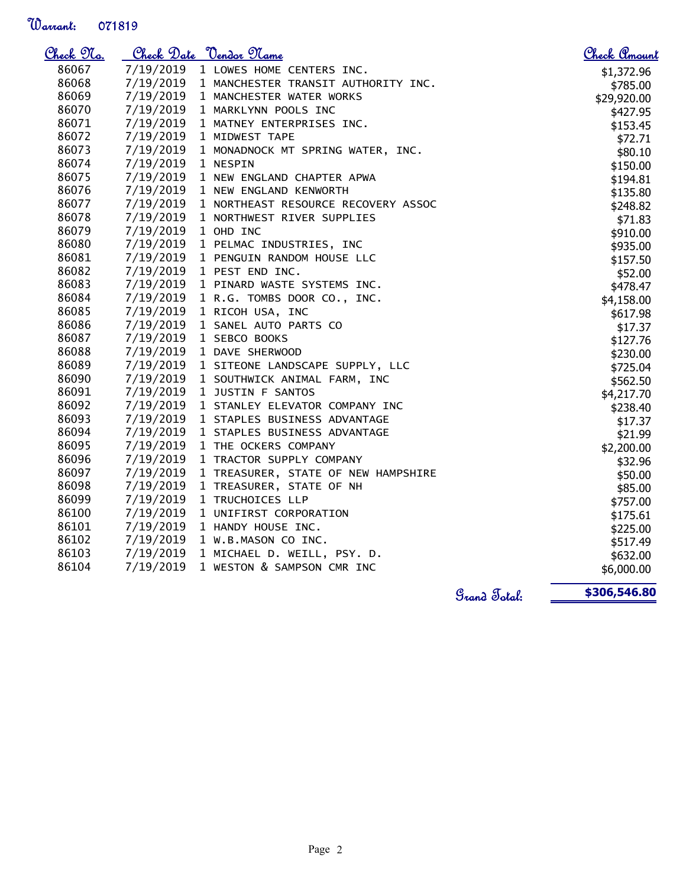Warrant: 071819

| Check No. | Check Date | Vendor Name | Check Amount |
|---|---|---|---|
| 86067 | 7/19/2019 | 1 LOWES HOME CENTERS INC. | $1,372.96 |
| 86068 | 7/19/2019 | 1 MANCHESTER TRANSIT AUTHORITY INC. | $785.00 |
| 86069 | 7/19/2019 | 1 MANCHESTER WATER WORKS | $29,920.00 |
| 86070 | 7/19/2019 | 1 MARKLYNN POOLS INC | $427.95 |
| 86071 | 7/19/2019 | 1 MATNEY ENTERPRISES INC. | $153.45 |
| 86072 | 7/19/2019 | 1 MIDWEST TAPE | $72.71 |
| 86073 | 7/19/2019 | 1 MONADNOCK MT SPRING WATER, INC. | $80.10 |
| 86074 | 7/19/2019 | 1 NESPIN | $150.00 |
| 86075 | 7/19/2019 | 1 NEW ENGLAND CHAPTER APWA | $194.81 |
| 86076 | 7/19/2019 | 1 NEW ENGLAND KENWORTH | $135.80 |
| 86077 | 7/19/2019 | 1 NORTHEAST RESOURCE RECOVERY ASSOC | $248.82 |
| 86078 | 7/19/2019 | 1 NORTHWEST RIVER SUPPLIES | $71.83 |
| 86079 | 7/19/2019 | 1 OHD INC | $910.00 |
| 86080 | 7/19/2019 | 1 PELMAC INDUSTRIES, INC | $935.00 |
| 86081 | 7/19/2019 | 1 PENGUIN RANDOM HOUSE LLC | $157.50 |
| 86082 | 7/19/2019 | 1 PEST END INC. | $52.00 |
| 86083 | 7/19/2019 | 1 PINARD WASTE SYSTEMS INC. | $478.47 |
| 86084 | 7/19/2019 | 1 R.G. TOMBS DOOR CO., INC. | $4,158.00 |
| 86085 | 7/19/2019 | 1 RICOH USA, INC | $617.98 |
| 86086 | 7/19/2019 | 1 SANEL AUTO PARTS CO | $17.37 |
| 86087 | 7/19/2019 | 1 SEBCO BOOKS | $127.76 |
| 86088 | 7/19/2019 | 1 DAVE SHERWOOD | $230.00 |
| 86089 | 7/19/2019 | 1 SITEONE LANDSCAPE SUPPLY, LLC | $725.04 |
| 86090 | 7/19/2019 | 1 SOUTHWICK ANIMAL FARM, INC | $562.50 |
| 86091 | 7/19/2019 | 1 JUSTIN F SANTOS | $4,217.70 |
| 86092 | 7/19/2019 | 1 STANLEY ELEVATOR COMPANY INC | $238.40 |
| 86093 | 7/19/2019 | 1 STAPLES BUSINESS ADVANTAGE | $17.37 |
| 86094 | 7/19/2019 | 1 STAPLES BUSINESS ADVANTAGE | $21.99 |
| 86095 | 7/19/2019 | 1 THE OCKERS COMPANY | $2,200.00 |
| 86096 | 7/19/2019 | 1 TRACTOR SUPPLY COMPANY | $32.96 |
| 86097 | 7/19/2019 | 1 TREASURER, STATE OF NEW HAMPSHIRE | $50.00 |
| 86098 | 7/19/2019 | 1 TREASURER, STATE OF NH | $85.00 |
| 86099 | 7/19/2019 | 1 TRUCHOICES LLP | $757.00 |
| 86100 | 7/19/2019 | 1 UNIFIRST CORPORATION | $175.61 |
| 86101 | 7/19/2019 | 1 HANDY HOUSE INC. | $225.00 |
| 86102 | 7/19/2019 | 1 W.B.MASON CO INC. | $517.49 |
| 86103 | 7/19/2019 | 1 MICHAEL D. WEILL, PSY. D. | $632.00 |
| 86104 | 7/19/2019 | 1 WESTON & SAMPSON CMR INC | $6,000.00 |
| | | Grand Total: | **$306,546.80** |